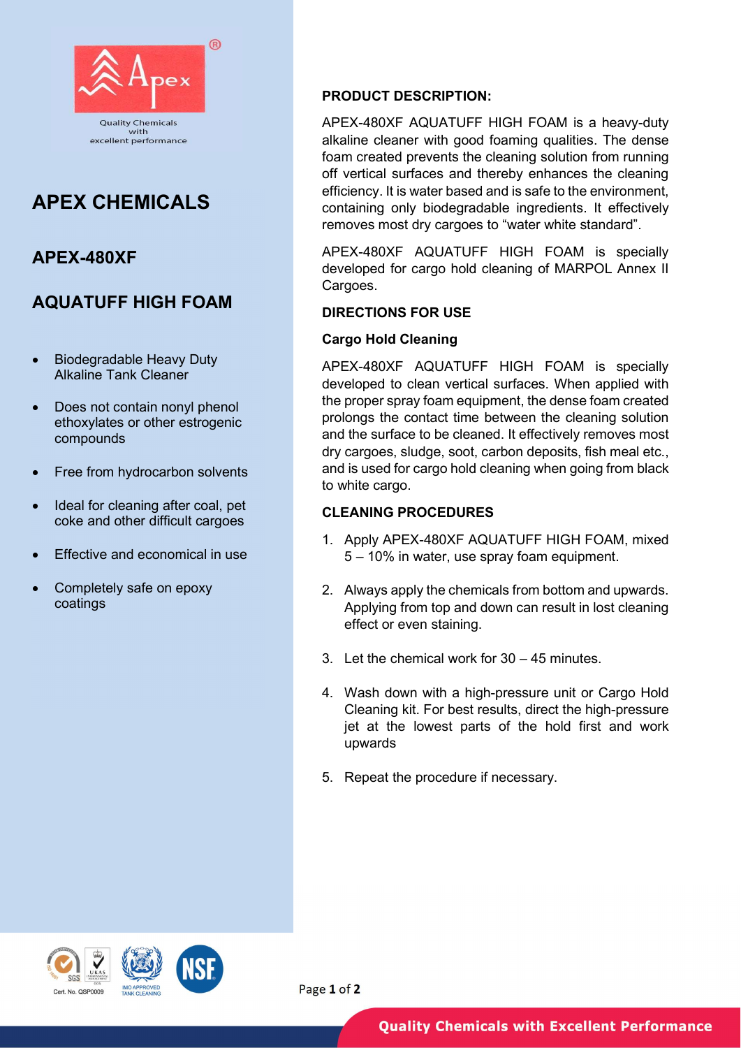Quality Chemicals with excellent performance

# APEX CHEMICALS

## APEX-480XF

## AQUATUFF HIGH FOAM

- Biodegradable Heavy Duty Alkaline Tank Cleaner
- Does not contain nonyl phenol ethoxylates or other estrogenic compounds
- Free from hydrocarbon solvents
- Ideal for cleaning after coal, pet coke and other difficult cargoes
- Effective and economical in use
- Completely safe on epoxy coatings

Cert. No. QSP0009

IMO APPROVED TANK CLEANING

### PRODUCT DESCRIPTION:

APEX-480XF AQUATUFF HIGH FOAM is a heavy-duty alkaline cleaner with good foaming qualities. The dense foam created prevents the cleaning solution from running off vertical surfaces and thereby enhances the cleaning efficiency. It is water based and is safe to the environment, containing only biodegradable ingredients. It effectively removes most dry cargoes to "water white standard".

APEX-480XF AQUATUFF HIGH FOAM is specially developed for cargo hold cleaning of MARPOL Annex II Cargoes.

### DIRECTIONS FOR USE

#### Cargo Hold Cleaning

APEX-480XF AQUATUFF HIGH FOAM is specially developed to clean vertical surfaces. When applied with the proper spray foam equipment, the dense foam created prolongs the contact time between the cleaning solution and the surface to be cleaned. It effectively removes most dry cargoes, sludge, soot, carbon deposits, fish meal etc., and is used for cargo hold cleaning when going from black to white cargo.

### CLEANING PROCEDURES

1. Apply APEX-480XF AQUATUFF HIGH FOAM, mixed 5 – 10% in water, use spray foam equipment.
2. Always apply the chemicals from bottom and upwards. Applying from top and down can result in lost cleaning effect or even staining.
3. Let the chemical work for 30 – 45 minutes.
4. Wash down with a high-pressure unit or Cargo Hold Cleaning kit. For best results, direct the high-pressure jet at the lowest parts of the hold first and work upwards
5. Repeat the procedure if necessary.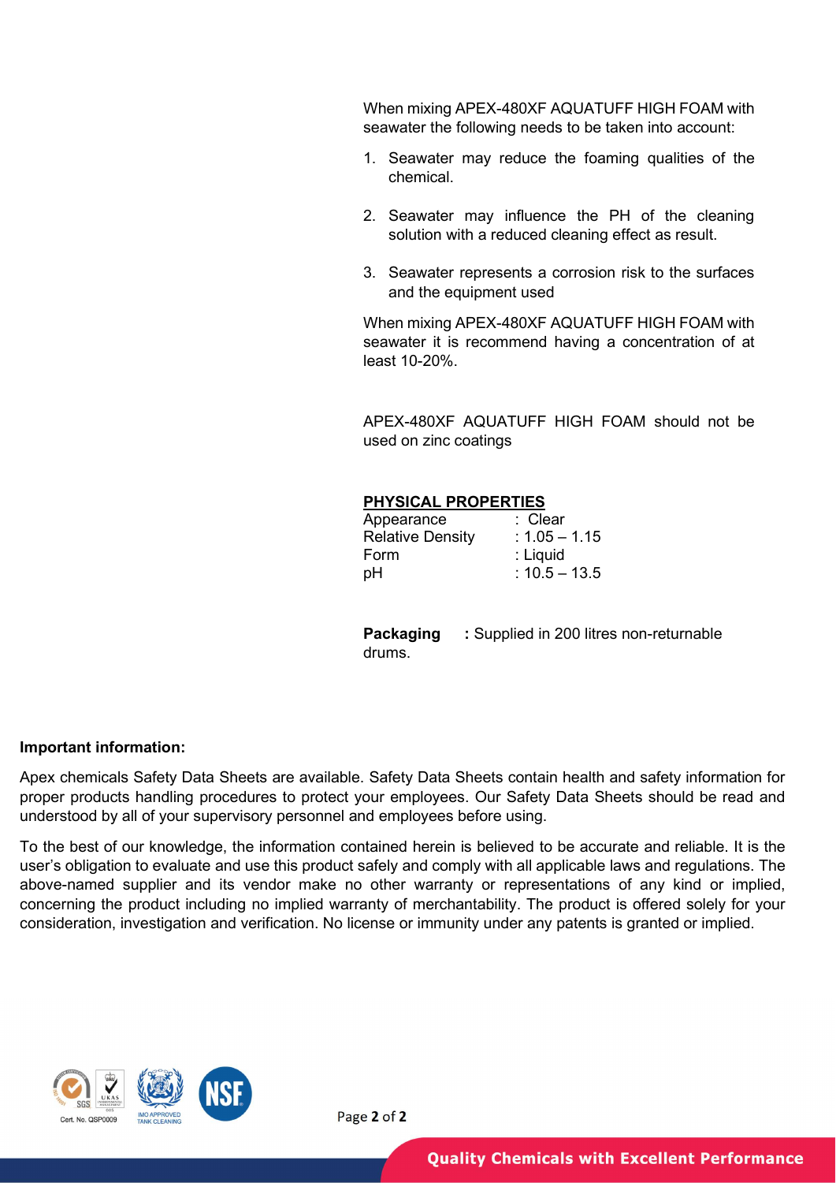When mixing APEX-480XF AQUATUFF HIGH FOAM with seawater the following needs to be taken into account:

1. Seawater may reduce the foaming qualities of the chemical.

2. Seawater may influence the PH of the cleaning solution with a reduced cleaning effect as result.

3. Seawater represents a corrosion risk to the surfaces and the equipment used

When mixing APEX-480XF AQUATUFF HIGH FOAM with seawater it is recommend having a concentration of at least 10-20%.

APEX-480XF AQUATUFF HIGH FOAM should not be used on zinc coatings

## PHYSICAL PROPERTIES

| | |
|---|---|
| Appearance | : Clear |
| Relative Density | : 1.05 – 1.15 |
| Form | : Liquid |
| pH | : 10.5 – 13.5 |

**Packaging** **:** Supplied in 200 litres non-returnable drums.

**Important information:**

Apex chemicals Safety Data Sheets are available. Safety Data Sheets contain health and safety information for proper products handling procedures to protect your employees. Our Safety Data Sheets should be read and understood by all of your supervisory personnel and employees before using.

To the best of our knowledge, the information contained herein is believed to be accurate and reliable. It is the user's obligation to evaluate and use this product safely and comply with all applicable laws and regulations. The above-named supplier and its vendor make no other warranty or representations of any kind or implied, concerning the product including no implied warranty of merchantability. The product is offered solely for your consideration, investigation and verification. No license or immunity under any patents is granted or implied.

Cert. No. QSP0009

IMO APPROVED TANK CLEANING

Quality Chemicals with Excellent Performance